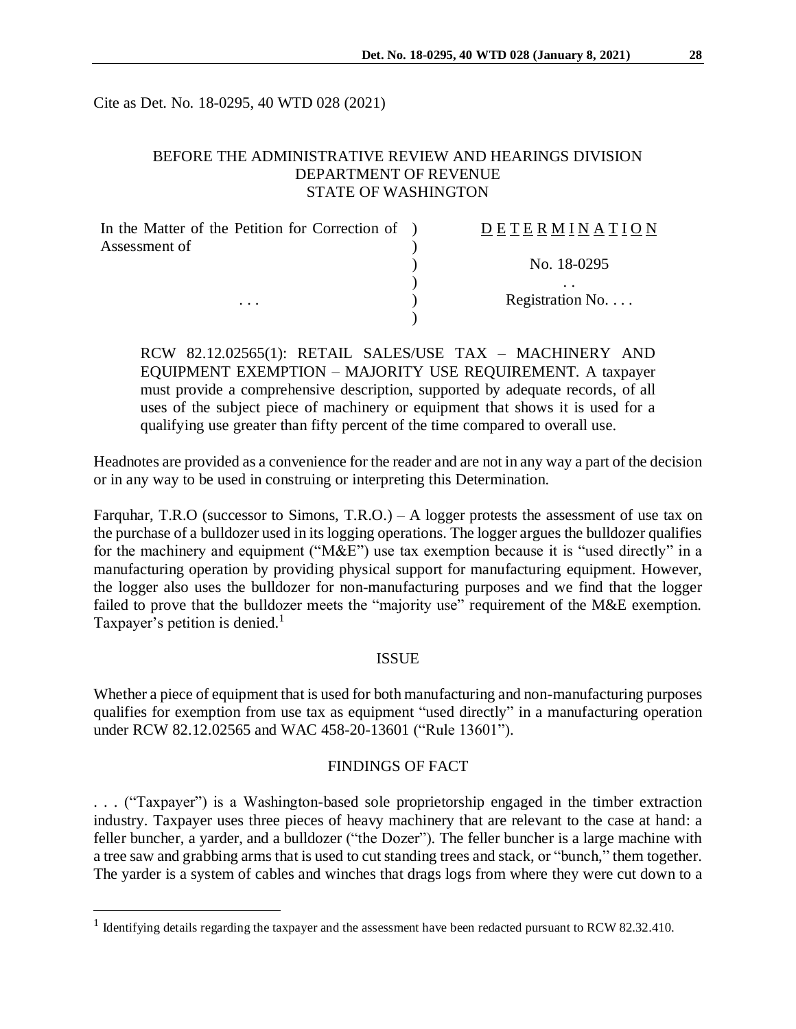Cite as Det. No. 18-0295, 40 WTD 028 (2021)

BEFORE THE ADMINISTRATIVE REVIEW AND HEARINGS DIVISION
DEPARTMENT OF REVENUE
STATE OF WASHINGTON

| | |
|---|---|
| In the Matter of the Petition for Correction of Assessment of | D E T E R M I N A T I O N |
| | No. 18-0295 |
| | . . |
| . . . | Registration No. . . . |

RCW 82.12.02565(1): RETAIL SALES/USE TAX – MACHINERY AND EQUIPMENT EXEMPTION – MAJORITY USE REQUIREMENT. A taxpayer must provide a comprehensive description, supported by adequate records, of all uses of the subject piece of machinery or equipment that shows it is used for a qualifying use greater than fifty percent of the time compared to overall use.

Headnotes are provided as a convenience for the reader and are not in any way a part of the decision or in any way to be used in construing or interpreting this Determination.

Farquhar, T.R.O (successor to Simons, T.R.O.) – A logger protests the assessment of use tax on the purchase of a bulldozer used in its logging operations. The logger argues the bulldozer qualifies for the machinery and equipment ("M&E") use tax exemption because it is "used directly" in a manufacturing operation by providing physical support for manufacturing equipment. However, the logger also uses the bulldozer for non-manufacturing purposes and we find that the logger failed to prove that the bulldozer meets the "majority use" requirement of the M&E exemption. Taxpayer's petition is denied.[1]

## ISSUE

Whether a piece of equipment that is used for both manufacturing and non-manufacturing purposes qualifies for exemption from use tax as equipment "used directly" in a manufacturing operation under RCW 82.12.02565 and WAC 458-20-13601 ("Rule 13601").

## FINDINGS OF FACT

. . . ("Taxpayer") is a Washington-based sole proprietorship engaged in the timber extraction industry. Taxpayer uses three pieces of heavy machinery that are relevant to the case at hand: a feller buncher, a yarder, and a bulldozer ("the Dozer"). The feller buncher is a large machine with a tree saw and grabbing arms that is used to cut standing trees and stack, or "bunch," them together. The yarder is a system of cables and winches that drags logs from where they were cut down to a

[1] Identifying details regarding the taxpayer and the assessment have been redacted pursuant to RCW 82.32.410.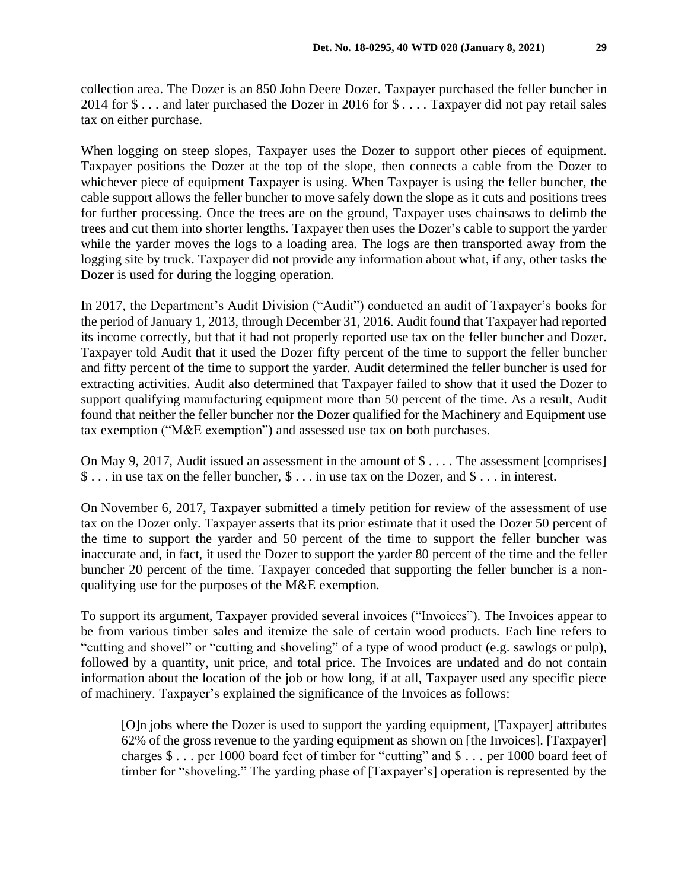collection area. The Dozer is an 850 John Deere Dozer. Taxpayer purchased the feller buncher in 2014 for $ . . . and later purchased the Dozer in 2016 for $ . . . . Taxpayer did not pay retail sales tax on either purchase.

When logging on steep slopes, Taxpayer uses the Dozer to support other pieces of equipment. Taxpayer positions the Dozer at the top of the slope, then connects a cable from the Dozer to whichever piece of equipment Taxpayer is using. When Taxpayer is using the feller buncher, the cable support allows the feller buncher to move safely down the slope as it cuts and positions trees for further processing. Once the trees are on the ground, Taxpayer uses chainsaws to delimb the trees and cut them into shorter lengths. Taxpayer then uses the Dozer's cable to support the yarder while the yarder moves the logs to a loading area. The logs are then transported away from the logging site by truck. Taxpayer did not provide any information about what, if any, other tasks the Dozer is used for during the logging operation.

In 2017, the Department's Audit Division ("Audit") conducted an audit of Taxpayer's books for the period of January 1, 2013, through December 31, 2016. Audit found that Taxpayer had reported its income correctly, but that it had not properly reported use tax on the feller buncher and Dozer. Taxpayer told Audit that it used the Dozer fifty percent of the time to support the feller buncher and fifty percent of the time to support the yarder. Audit determined the feller buncher is used for extracting activities. Audit also determined that Taxpayer failed to show that it used the Dozer to support qualifying manufacturing equipment more than 50 percent of the time. As a result, Audit found that neither the feller buncher nor the Dozer qualified for the Machinery and Equipment use tax exemption ("M&E exemption") and assessed use tax on both purchases.

On May 9, 2017, Audit issued an assessment in the amount of $ . . . . The assessment [comprises] $ . . . in use tax on the feller buncher, $ . . . in use tax on the Dozer, and $ . . . in interest.

On November 6, 2017, Taxpayer submitted a timely petition for review of the assessment of use tax on the Dozer only. Taxpayer asserts that its prior estimate that it used the Dozer 50 percent of the time to support the yarder and 50 percent of the time to support the feller buncher was inaccurate and, in fact, it used the Dozer to support the yarder 80 percent of the time and the feller buncher 20 percent of the time. Taxpayer conceded that supporting the feller buncher is a non-qualifying use for the purposes of the M&E exemption.

To support its argument, Taxpayer provided several invoices ("Invoices"). The Invoices appear to be from various timber sales and itemize the sale of certain wood products. Each line refers to "cutting and shovel" or "cutting and shoveling" of a type of wood product (e.g. sawlogs or pulp), followed by a quantity, unit price, and total price. The Invoices are undated and do not contain information about the location of the job or how long, if at all, Taxpayer used any specific piece of machinery. Taxpayer's explained the significance of the Invoices as follows:

> [O]n jobs where the Dozer is used to support the yarding equipment, [Taxpayer] attributes 62% of the gross revenue to the yarding equipment as shown on [the Invoices]. [Taxpayer] charges $ . . . per 1000 board feet of timber for "cutting" and $ . . . per 1000 board feet of timber for "shoveling." The yarding phase of [Taxpayer's] operation is represented by the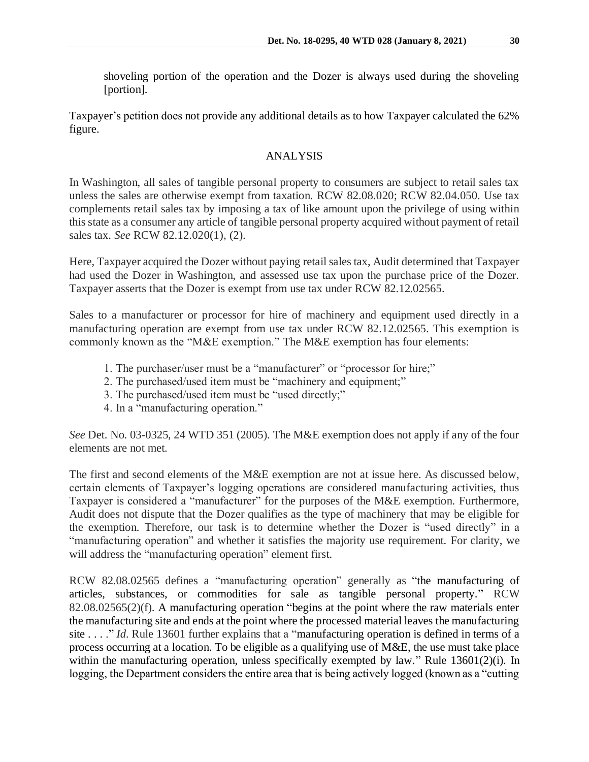shoveling portion of the operation and the Dozer is always used during the shoveling [portion].

Taxpayer's petition does not provide any additional details as to how Taxpayer calculated the 62% figure.

## ANALYSIS

In Washington, all sales of tangible personal property to consumers are subject to retail sales tax unless the sales are otherwise exempt from taxation. RCW 82.08.020; RCW 82.04.050. Use tax complements retail sales tax by imposing a tax of like amount upon the privilege of using within this state as a consumer any article of tangible personal property acquired without payment of retail sales tax. *See* RCW 82.12.020(1), (2).

Here, Taxpayer acquired the Dozer without paying retail sales tax, Audit determined that Taxpayer had used the Dozer in Washington, and assessed use tax upon the purchase price of the Dozer. Taxpayer asserts that the Dozer is exempt from use tax under RCW 82.12.02565.

Sales to a manufacturer or processor for hire of machinery and equipment used directly in a manufacturing operation are exempt from use tax under RCW 82.12.02565. This exemption is commonly known as the "M&E exemption." The M&E exemption has four elements:

1. The purchaser/user must be a "manufacturer" or "processor for hire;"
2. The purchased/used item must be "machinery and equipment;"
3. The purchased/used item must be "used directly;"
4. In a "manufacturing operation."

*See* Det. No. 03-0325, 24 WTD 351 (2005). The M&E exemption does not apply if any of the four elements are not met.

The first and second elements of the M&E exemption are not at issue here. As discussed below, certain elements of Taxpayer's logging operations are considered manufacturing activities, thus Taxpayer is considered a "manufacturer" for the purposes of the M&E exemption. Furthermore, Audit does not dispute that the Dozer qualifies as the type of machinery that may be eligible for the exemption. Therefore, our task is to determine whether the Dozer is "used directly" in a "manufacturing operation" and whether it satisfies the majority use requirement. For clarity, we will address the "manufacturing operation" element first.

RCW 82.08.02565 defines a "manufacturing operation" generally as "the manufacturing of articles, substances, or commodities for sale as tangible personal property." RCW 82.08.02565(2)(f). A manufacturing operation "begins at the point where the raw materials enter the manufacturing site and ends at the point where the processed material leaves the manufacturing site . . . ." *Id*. Rule 13601 further explains that a "manufacturing operation is defined in terms of a process occurring at a location. To be eligible as a qualifying use of M&E, the use must take place within the manufacturing operation, unless specifically exempted by law." Rule 13601(2)(i). In logging, the Department considers the entire area that is being actively logged (known as a "cutting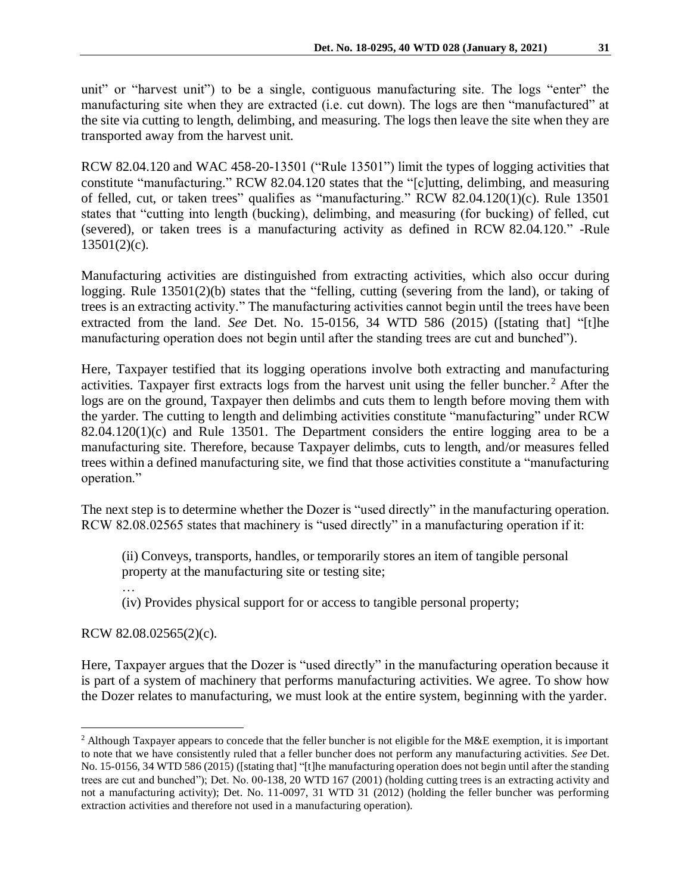unit" or "harvest unit") to be a single, contiguous manufacturing site. The logs "enter" the manufacturing site when they are extracted (i.e. cut down). The logs are then "manufactured" at the site via cutting to length, delimbing, and measuring. The logs then leave the site when they are transported away from the harvest unit.

RCW 82.04.120 and WAC 458-20-13501 ("Rule 13501") limit the types of logging activities that constitute "manufacturing." RCW 82.04.120 states that the "[c]utting, delimbing, and measuring of felled, cut, or taken trees" qualifies as "manufacturing." RCW 82.04.120(1)(c). Rule 13501 states that "cutting into length (bucking), delimbing, and measuring (for bucking) of felled, cut (severed), or taken trees is a manufacturing activity as defined in RCW 82.04.120." -Rule 13501(2)(c).

Manufacturing activities are distinguished from extracting activities, which also occur during logging. Rule 13501(2)(b) states that the "felling, cutting (severing from the land), or taking of trees is an extracting activity." The manufacturing activities cannot begin until the trees have been extracted from the land. *See* Det. No. 15-0156, 34 WTD 586 (2015) ([stating that] "[t]he manufacturing operation does not begin until after the standing trees are cut and bunched").

Here, Taxpayer testified that its logging operations involve both extracting and manufacturing activities. Taxpayer first extracts logs from the harvest unit using the feller buncher.[2] After the logs are on the ground, Taxpayer then delimbs and cuts them to length before moving them with the yarder. The cutting to length and delimbing activities constitute "manufacturing" under RCW 82.04.120(1)(c) and Rule 13501. The Department considers the entire logging area to be a manufacturing site. Therefore, because Taxpayer delimbs, cuts to length, and/or measures felled trees within a defined manufacturing site, we find that those activities constitute a "manufacturing operation."

The next step is to determine whether the Dozer is "used directly" in the manufacturing operation. RCW 82.08.02565 states that machinery is "used directly" in a manufacturing operation if it:

> (ii) Conveys, transports, handles, or temporarily stores an item of tangible personal property at the manufacturing site or testing site;
>
> …
>
> (iv) Provides physical support for or access to tangible personal property;

RCW 82.08.02565(2)(c).

Here, Taxpayer argues that the Dozer is "used directly" in the manufacturing operation because it is part of a system of machinery that performs manufacturing activities. We agree. To show how the Dozer relates to manufacturing, we must look at the entire system, beginning with the yarder.

---

[2] Although Taxpayer appears to concede that the feller buncher is not eligible for the M&E exemption, it is important to note that we have consistently ruled that a feller buncher does not perform any manufacturing activities. *See* Det. No. 15-0156, 34 WTD 586 (2015) ([stating that] "[t]he manufacturing operation does not begin until after the standing trees are cut and bunched"); Det. No. 00-138, 20 WTD 167 (2001) (holding cutting trees is an extracting activity and not a manufacturing activity); Det. No. 11-0097, 31 WTD 31 (2012) (holding the feller buncher was performing extraction activities and therefore not used in a manufacturing operation).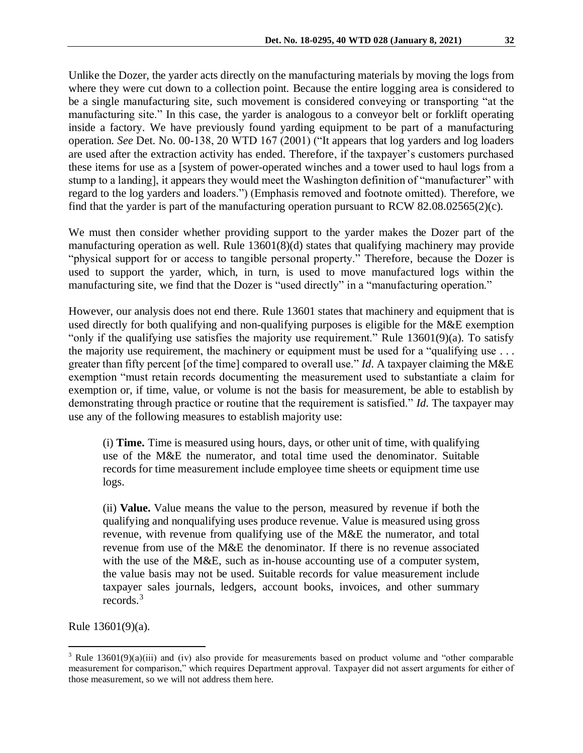Unlike the Dozer, the yarder acts directly on the manufacturing materials by moving the logs from where they were cut down to a collection point. Because the entire logging area is considered to be a single manufacturing site, such movement is considered conveying or transporting "at the manufacturing site." In this case, the yarder is analogous to a conveyor belt or forklift operating inside a factory. We have previously found yarding equipment to be part of a manufacturing operation. *See* Det. No. 00-138, 20 WTD 167 (2001) ("It appears that log yarders and log loaders are used after the extraction activity has ended. Therefore, if the taxpayer's customers purchased these items for use as a [system of power-operated winches and a tower used to haul logs from a stump to a landing], it appears they would meet the Washington definition of "manufacturer" with regard to the log yarders and loaders.") (Emphasis removed and footnote omitted). Therefore, we find that the yarder is part of the manufacturing operation pursuant to RCW 82.08.02565(2)(c).

We must then consider whether providing support to the yarder makes the Dozer part of the manufacturing operation as well. Rule 13601(8)(d) states that qualifying machinery may provide "physical support for or access to tangible personal property." Therefore, because the Dozer is used to support the yarder, which, in turn, is used to move manufactured logs within the manufacturing site, we find that the Dozer is "used directly" in a "manufacturing operation."

However, our analysis does not end there. Rule 13601 states that machinery and equipment that is used directly for both qualifying and non-qualifying purposes is eligible for the M&E exemption "only if the qualifying use satisfies the majority use requirement." Rule 13601(9)(a). To satisfy the majority use requirement, the machinery or equipment must be used for a "qualifying use . . . greater than fifty percent [of the time] compared to overall use." *Id*. A taxpayer claiming the M&E exemption "must retain records documenting the measurement used to substantiate a claim for exemption or, if time, value, or volume is not the basis for measurement, be able to establish by demonstrating through practice or routine that the requirement is satisfied." *Id*. The taxpayer may use any of the following measures to establish majority use:

> (i) **Time.** Time is measured using hours, days, or other unit of time, with qualifying use of the M&E the numerator, and total time used the denominator. Suitable records for time measurement include employee time sheets or equipment time use logs.
>
> (ii) **Value.** Value means the value to the person, measured by revenue if both the qualifying and nonqualifying uses produce revenue. Value is measured using gross revenue, with revenue from qualifying use of the M&E the numerator, and total revenue from use of the M&E the denominator. If there is no revenue associated with the use of the M&E, such as in-house accounting use of a computer system, the value basis may not be used. Suitable records for value measurement include taxpayer sales journals, ledgers, account books, invoices, and other summary records.[3]

Rule 13601(9)(a).

[3] Rule 13601(9)(a)(iii) and (iv) also provide for measurements based on product volume and "other comparable measurement for comparison," which requires Department approval. Taxpayer did not assert arguments for either of those measurement, so we will not address them here.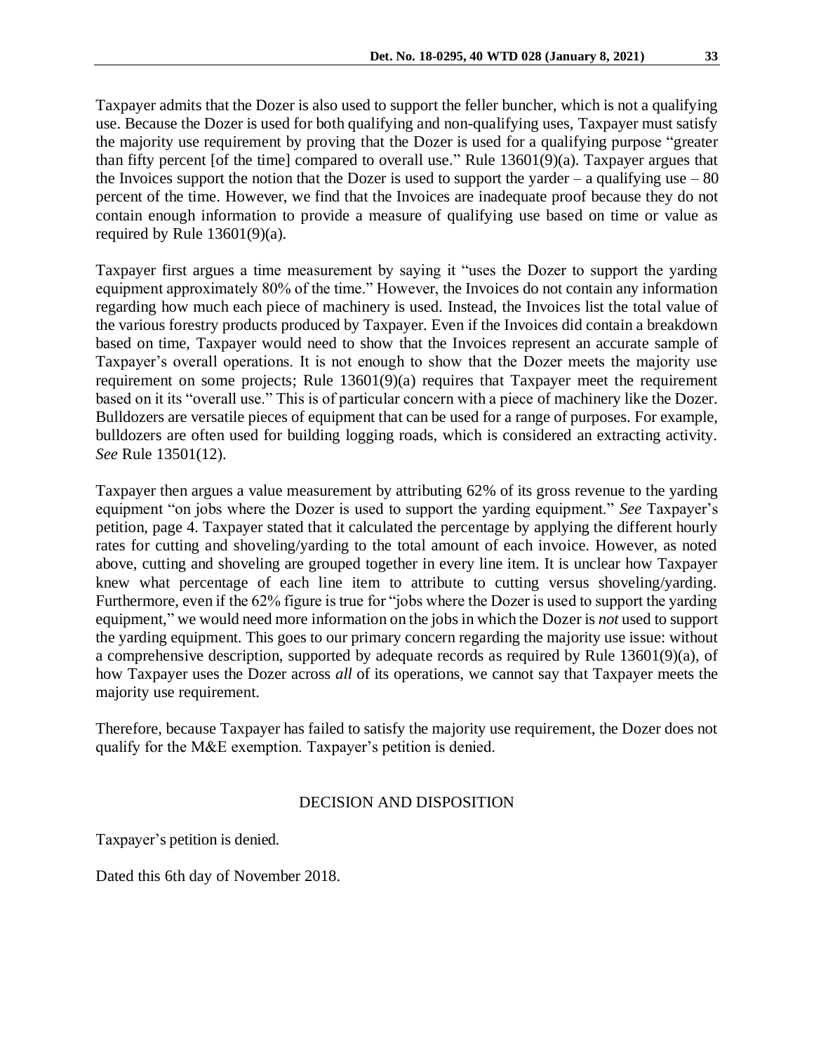Taxpayer admits that the Dozer is also used to support the feller buncher, which is not a qualifying use. Because the Dozer is used for both qualifying and non-qualifying uses, Taxpayer must satisfy the majority use requirement by proving that the Dozer is used for a qualifying purpose "greater than fifty percent [of the time] compared to overall use." Rule 13601(9)(a). Taxpayer argues that the Invoices support the notion that the Dozer is used to support the yarder – a qualifying use – 80 percent of the time. However, we find that the Invoices are inadequate proof because they do not contain enough information to provide a measure of qualifying use based on time or value as required by Rule 13601(9)(a).

Taxpayer first argues a time measurement by saying it "uses the Dozer to support the yarding equipment approximately 80% of the time." However, the Invoices do not contain any information regarding how much each piece of machinery is used. Instead, the Invoices list the total value of the various forestry products produced by Taxpayer. Even if the Invoices did contain a breakdown based on time, Taxpayer would need to show that the Invoices represent an accurate sample of Taxpayer's overall operations. It is not enough to show that the Dozer meets the majority use requirement on some projects; Rule 13601(9)(a) requires that Taxpayer meet the requirement based on it its "overall use." This is of particular concern with a piece of machinery like the Dozer. Bulldozers are versatile pieces of equipment that can be used for a range of purposes. For example, bulldozers are often used for building logging roads, which is considered an extracting activity. *See* Rule 13501(12).

Taxpayer then argues a value measurement by attributing 62% of its gross revenue to the yarding equipment "on jobs where the Dozer is used to support the yarding equipment." *See* Taxpayer's petition, page 4. Taxpayer stated that it calculated the percentage by applying the different hourly rates for cutting and shoveling/yarding to the total amount of each invoice. However, as noted above, cutting and shoveling are grouped together in every line item. It is unclear how Taxpayer knew what percentage of each line item to attribute to cutting versus shoveling/yarding. Furthermore, even if the 62% figure is true for "jobs where the Dozer is used to support the yarding equipment," we would need more information on the jobs in which the Dozer is *not* used to support the yarding equipment. This goes to our primary concern regarding the majority use issue: without a comprehensive description, supported by adequate records as required by Rule 13601(9)(a), of how Taxpayer uses the Dozer across *all* of its operations, we cannot say that Taxpayer meets the majority use requirement.

Therefore, because Taxpayer has failed to satisfy the majority use requirement, the Dozer does not qualify for the M&E exemption. Taxpayer's petition is denied.

## DECISION AND DISPOSITION

Taxpayer's petition is denied.

Dated this 6th day of November 2018.